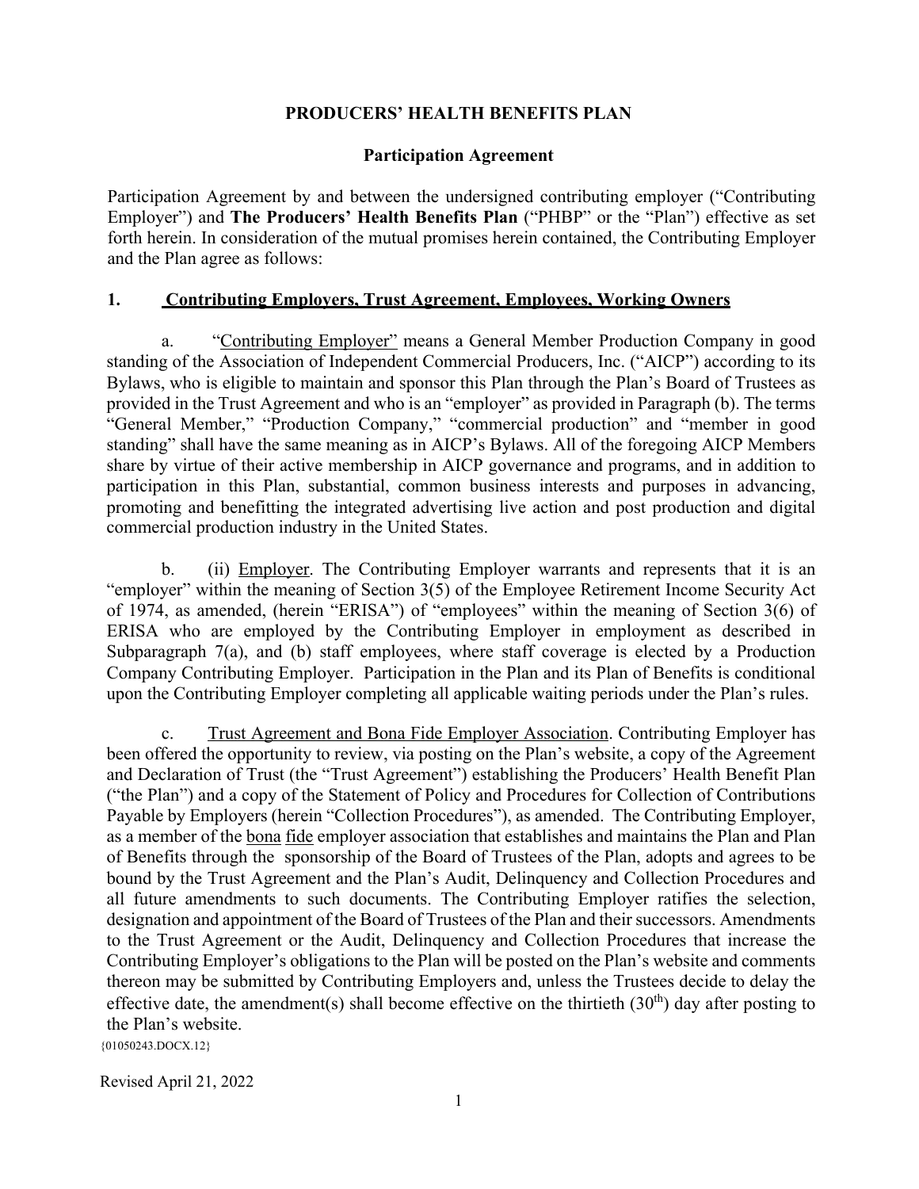# PRODUCERS' HEALTH BENEFITS PLAN

## Participation Agreement

Participation Agreement by and between the undersigned contributing employer ("Contributing Employer") and **The Producers' Health Benefits Plan** ("PHBP" or the "Plan") effective as set forth herein. In consideration of the mutual promises herein contained, the Contributing Employer and the Plan agree as follows:

### 1. Contributing Employers, Trust Agreement, Employees, Working Owners

a. "Contributing Employer" means a General Member Production Company in good standing of the Association of Independent Commercial Producers, Inc. ("AICP") according to its Bylaws, who is eligible to maintain and sponsor this Plan through the Plan's Board of Trustees as provided in the Trust Agreement and who is an "employer" as provided in Paragraph (b). The terms "General Member," "Production Company," "commercial production" and "member in good standing" shall have the same meaning as in AICP's Bylaws. All of the foregoing AICP Members share by virtue of their active membership in AICP governance and programs, and in addition to participation in this Plan, substantial, common business interests and purposes in advancing, promoting and benefitting the integrated advertising live action and post production and digital commercial production industry in the United States.

b. (ii) Employer. The Contributing Employer warrants and represents that it is an "employer" within the meaning of Section 3(5) of the Employee Retirement Income Security Act of 1974, as amended, (herein "ERISA") of "employees" within the meaning of Section 3(6) of ERISA who are employed by the Contributing Employer in employment as described in Subparagraph 7(a), and (b) staff employees, where staff coverage is elected by a Production Company Contributing Employer. Participation in the Plan and its Plan of Benefits is conditional upon the Contributing Employer completing all applicable waiting periods under the Plan's rules.

c. Trust Agreement and Bona Fide Employer Association. Contributing Employer has been offered the opportunity to review, via posting on the Plan's website, a copy of the Agreement and Declaration of Trust (the "Trust Agreement") establishing the Producers' Health Benefit Plan ("the Plan") and a copy of the Statement of Policy and Procedures for Collection of Contributions Payable by Employers (herein "Collection Procedures"), as amended. The Contributing Employer, as a member of the bona fide employer association that establishes and maintains the Plan and Plan of Benefits through the sponsorship of the Board of Trustees of the Plan, adopts and agrees to be bound by the Trust Agreement and the Plan's Audit, Delinquency and Collection Procedures and all future amendments to such documents. The Contributing Employer ratifies the selection, designation and appointment of the Board of Trustees of the Plan and their successors. Amendments to the Trust Agreement or the Audit, Delinquency and Collection Procedures that increase the Contributing Employer's obligations to the Plan will be posted on the Plan's website and comments thereon may be submitted by Contributing Employers and, unless the Trustees decide to delay the effective date, the amendment(s) shall become effective on the thirtieth (30th) day after posting to the Plan's website.

{01050243.DOCX.12}

Revised April 21, 2022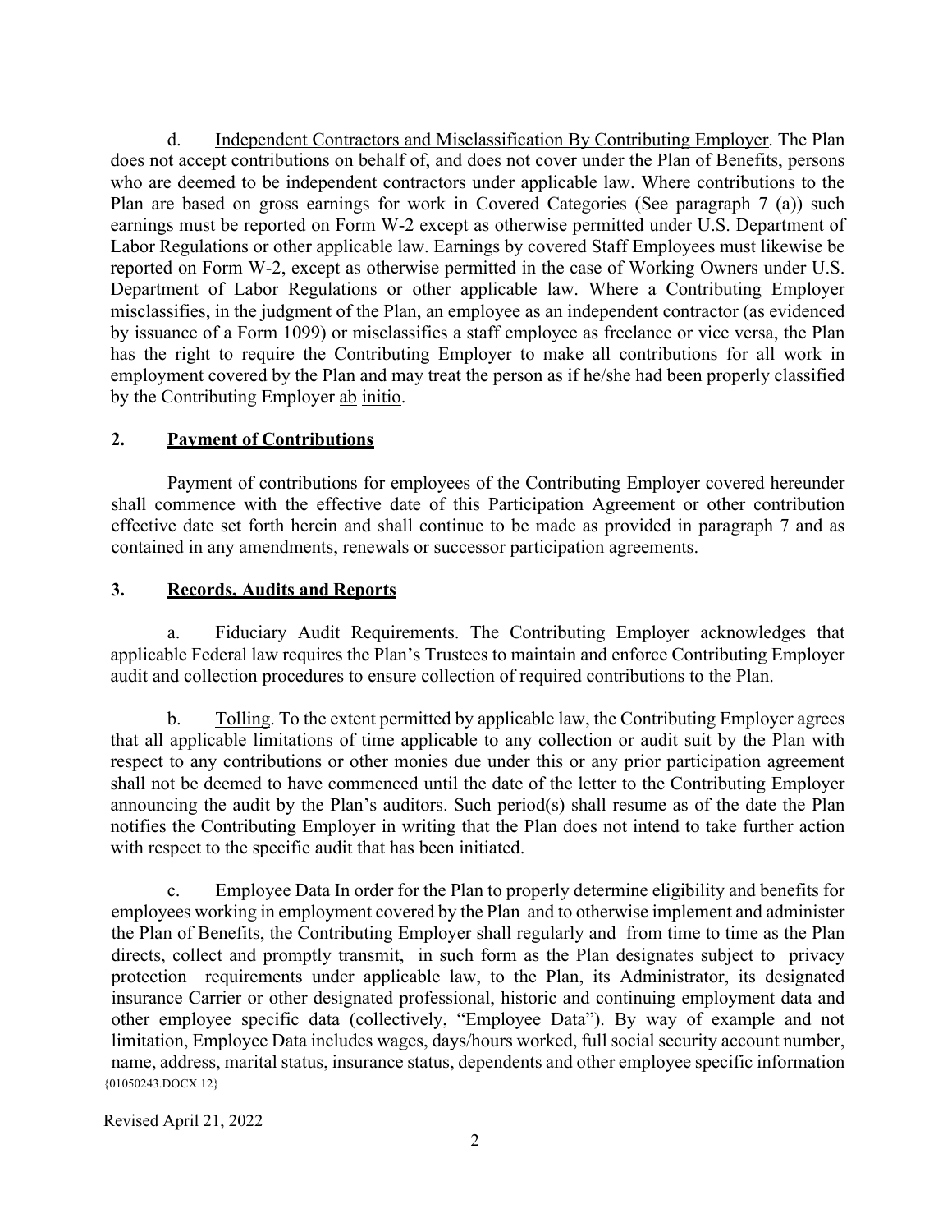d. Independent Contractors and Misclassification By Contributing Employer. The Plan does not accept contributions on behalf of, and does not cover under the Plan of Benefits, persons who are deemed to be independent contractors under applicable law. Where contributions to the Plan are based on gross earnings for work in Covered Categories (See paragraph 7 (a)) such earnings must be reported on Form W-2 except as otherwise permitted under U.S. Department of Labor Regulations or other applicable law. Earnings by covered Staff Employees must likewise be reported on Form W-2, except as otherwise permitted in the case of Working Owners under U.S. Department of Labor Regulations or other applicable law. Where a Contributing Employer misclassifies, in the judgment of the Plan, an employee as an independent contractor (as evidenced by issuance of a Form 1099) or misclassifies a staff employee as freelance or vice versa, the Plan has the right to require the Contributing Employer to make all contributions for all work in employment covered by the Plan and may treat the person as if he/she had been properly classified by the Contributing Employer ab initio.

## 2. Payment of Contributions

Payment of contributions for employees of the Contributing Employer covered hereunder shall commence with the effective date of this Participation Agreement or other contribution effective date set forth herein and shall continue to be made as provided in paragraph 7 and as contained in any amendments, renewals or successor participation agreements.

## 3. Records, Audits and Reports

a. Fiduciary Audit Requirements. The Contributing Employer acknowledges that applicable Federal law requires the Plan's Trustees to maintain and enforce Contributing Employer audit and collection procedures to ensure collection of required contributions to the Plan.

b. Tolling. To the extent permitted by applicable law, the Contributing Employer agrees that all applicable limitations of time applicable to any collection or audit suit by the Plan with respect to any contributions or other monies due under this or any prior participation agreement shall not be deemed to have commenced until the date of the letter to the Contributing Employer announcing the audit by the Plan's auditors. Such period(s) shall resume as of the date the Plan notifies the Contributing Employer in writing that the Plan does not intend to take further action with respect to the specific audit that has been initiated.

c. Employee Data In order for the Plan to properly determine eligibility and benefits for employees working in employment covered by the Plan and to otherwise implement and administer the Plan of Benefits, the Contributing Employer shall regularly and from time to time as the Plan directs, collect and promptly transmit, in such form as the Plan designates subject to privacy protection requirements under applicable law, to the Plan, its Administrator, its designated insurance Carrier or other designated professional, historic and continuing employment data and other employee specific data (collectively, "Employee Data"). By way of example and not limitation, Employee Data includes wages, days/hours worked, full social security account number, name, address, marital status, insurance status, dependents and other employee specific information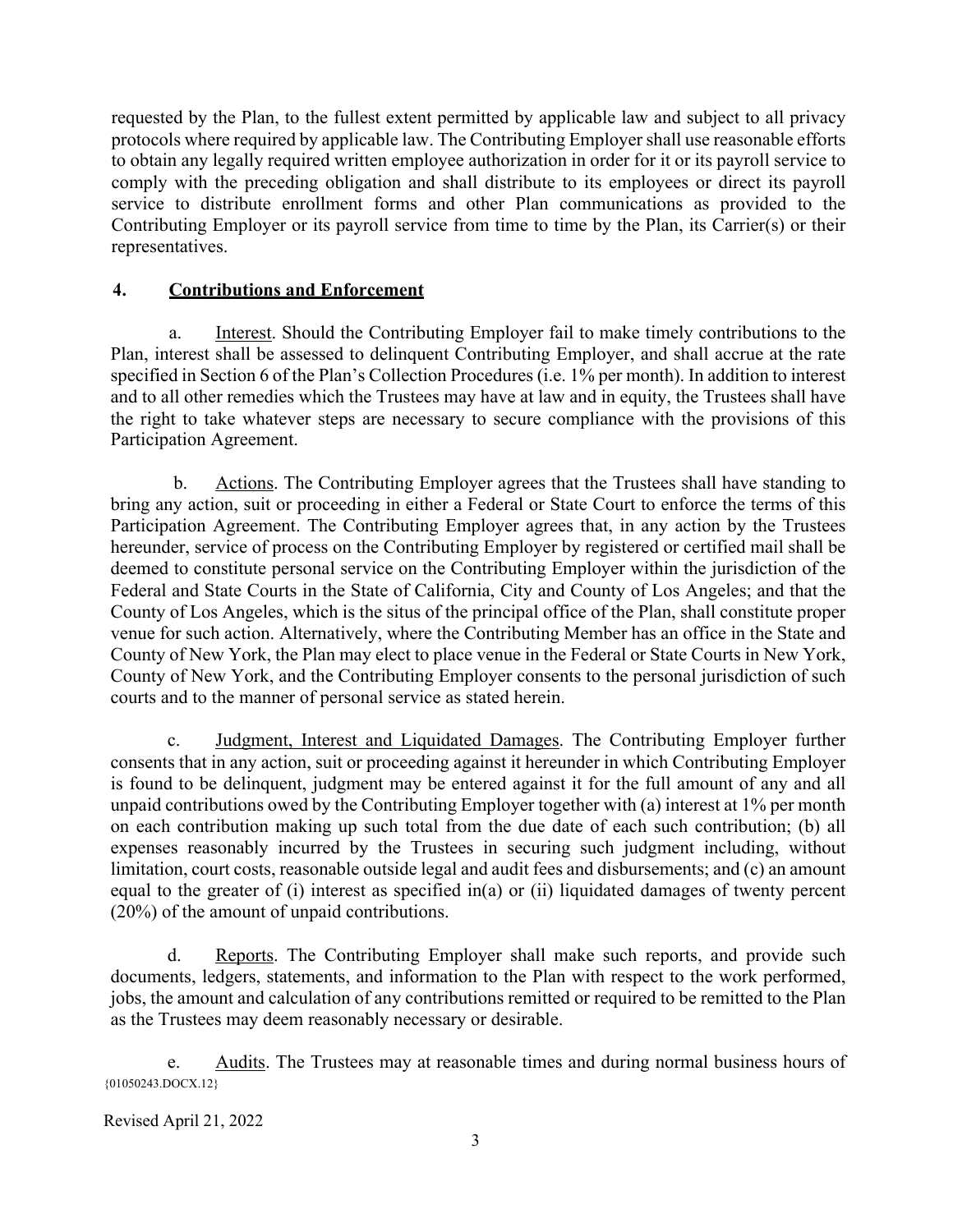requested by the Plan, to the fullest extent permitted by applicable law and subject to all privacy protocols where required by applicable law. The Contributing Employer shall use reasonable efforts to obtain any legally required written employee authorization in order for it or its payroll service to comply with the preceding obligation and shall distribute to its employees or direct its payroll service to distribute enrollment forms and other Plan communications as provided to the Contributing Employer or its payroll service from time to time by the Plan, its Carrier(s) or their representatives.

## 4. Contributions and Enforcement

a. Interest. Should the Contributing Employer fail to make timely contributions to the Plan, interest shall be assessed to delinquent Contributing Employer, and shall accrue at the rate specified in Section 6 of the Plan's Collection Procedures (i.e. 1% per month). In addition to interest and to all other remedies which the Trustees may have at law and in equity, the Trustees shall have the right to take whatever steps are necessary to secure compliance with the provisions of this Participation Agreement.

b. Actions. The Contributing Employer agrees that the Trustees shall have standing to bring any action, suit or proceeding in either a Federal or State Court to enforce the terms of this Participation Agreement. The Contributing Employer agrees that, in any action by the Trustees hereunder, service of process on the Contributing Employer by registered or certified mail shall be deemed to constitute personal service on the Contributing Employer within the jurisdiction of the Federal and State Courts in the State of California, City and County of Los Angeles; and that the County of Los Angeles, which is the situs of the principal office of the Plan, shall constitute proper venue for such action. Alternatively, where the Contributing Member has an office in the State and County of New York, the Plan may elect to place venue in the Federal or State Courts in New York, County of New York, and the Contributing Employer consents to the personal jurisdiction of such courts and to the manner of personal service as stated herein.

c. Judgment, Interest and Liquidated Damages. The Contributing Employer further consents that in any action, suit or proceeding against it hereunder in which Contributing Employer is found to be delinquent, judgment may be entered against it for the full amount of any and all unpaid contributions owed by the Contributing Employer together with (a) interest at 1% per month on each contribution making up such total from the due date of each such contribution; (b) all expenses reasonably incurred by the Trustees in securing such judgment including, without limitation, court costs, reasonable outside legal and audit fees and disbursements; and (c) an amount equal to the greater of (i) interest as specified in(a) or (ii) liquidated damages of twenty percent (20%) of the amount of unpaid contributions.

d. Reports. The Contributing Employer shall make such reports, and provide such documents, ledgers, statements, and information to the Plan with respect to the work performed, jobs, the amount and calculation of any contributions remitted or required to be remitted to the Plan as the Trustees may deem reasonably necessary or desirable.

e. Audits. The Trustees may at reasonable times and during normal business hours of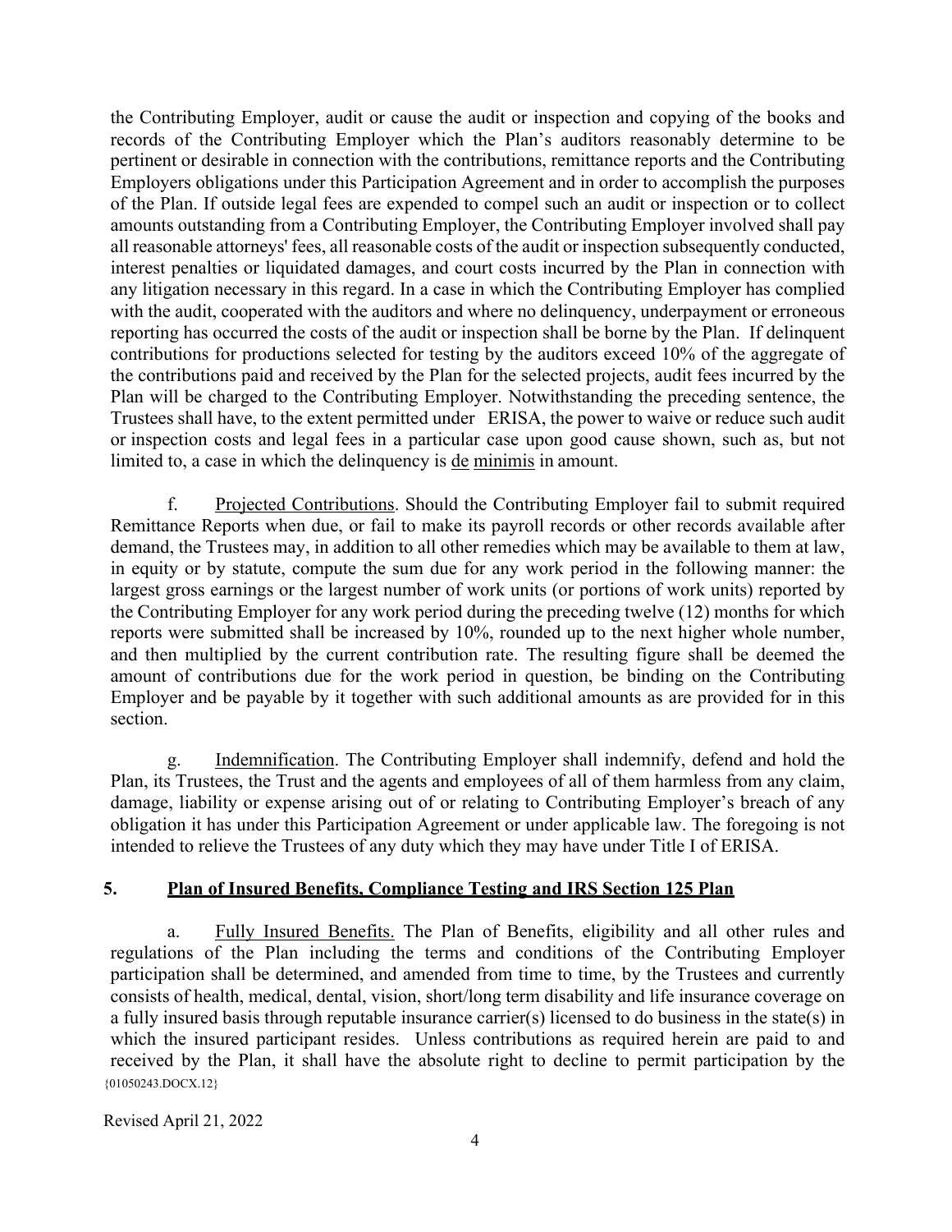the Contributing Employer, audit or cause the audit or inspection and copying of the books and records of the Contributing Employer which the Plan's auditors reasonably determine to be pertinent or desirable in connection with the contributions, remittance reports and the Contributing Employers obligations under this Participation Agreement and in order to accomplish the purposes of the Plan. If outside legal fees are expended to compel such an audit or inspection or to collect amounts outstanding from a Contributing Employer, the Contributing Employer involved shall pay all reasonable attorneys' fees, all reasonable costs of the audit or inspection subsequently conducted, interest penalties or liquidated damages, and court costs incurred by the Plan in connection with any litigation necessary in this regard. In a case in which the Contributing Employer has complied with the audit, cooperated with the auditors and where no delinquency, underpayment or erroneous reporting has occurred the costs of the audit or inspection shall be borne by the Plan. If delinquent contributions for productions selected for testing by the auditors exceed 10% of the aggregate of the contributions paid and received by the Plan for the selected projects, audit fees incurred by the Plan will be charged to the Contributing Employer. Notwithstanding the preceding sentence, the Trustees shall have, to the extent permitted under ERISA, the power to waive or reduce such audit or inspection costs and legal fees in a particular case upon good cause shown, such as, but not limited to, a case in which the delinquency is de minimis in amount.

f. Projected Contributions. Should the Contributing Employer fail to submit required Remittance Reports when due, or fail to make its payroll records or other records available after demand, the Trustees may, in addition to all other remedies which may be available to them at law, in equity or by statute, compute the sum due for any work period in the following manner: the largest gross earnings or the largest number of work units (or portions of work units) reported by the Contributing Employer for any work period during the preceding twelve (12) months for which reports were submitted shall be increased by 10%, rounded up to the next higher whole number, and then multiplied by the current contribution rate. The resulting figure shall be deemed the amount of contributions due for the work period in question, be binding on the Contributing Employer and be payable by it together with such additional amounts as are provided for in this section.

g. Indemnification. The Contributing Employer shall indemnify, defend and hold the Plan, its Trustees, the Trust and the agents and employees of all of them harmless from any claim, damage, liability or expense arising out of or relating to Contributing Employer's breach of any obligation it has under this Participation Agreement or under applicable law. The foregoing is not intended to relieve the Trustees of any duty which they may have under Title I of ERISA.

## 5. Plan of Insured Benefits, Compliance Testing and IRS Section 125 Plan

a. Fully Insured Benefits. The Plan of Benefits, eligibility and all other rules and regulations of the Plan including the terms and conditions of the Contributing Employer participation shall be determined, and amended from time to time, by the Trustees and currently consists of health, medical, dental, vision, short/long term disability and life insurance coverage on a fully insured basis through reputable insurance carrier(s) licensed to do business in the state(s) in which the insured participant resides. Unless contributions as required herein are paid to and received by the Plan, it shall have the absolute right to decline to permit participation by the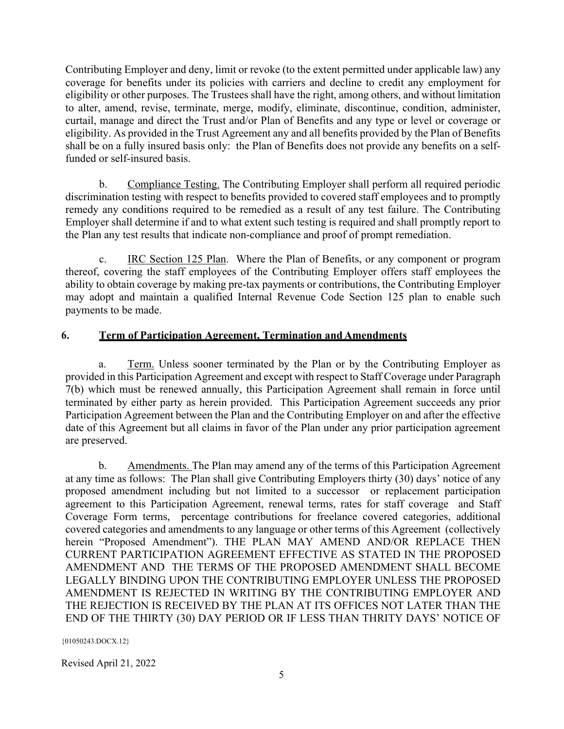Contributing Employer and deny, limit or revoke (to the extent permitted under applicable law) any coverage for benefits under its policies with carriers and decline to credit any employment for eligibility or other purposes. The Trustees shall have the right, among others, and without limitation to alter, amend, revise, terminate, merge, modify, eliminate, discontinue, condition, administer, curtail, manage and direct the Trust and/or Plan of Benefits and any type or level or coverage or eligibility. As provided in the Trust Agreement any and all benefits provided by the Plan of Benefits shall be on a fully insured basis only: the Plan of Benefits does not provide any benefits on a self-funded or self-insured basis.

b. Compliance Testing. The Contributing Employer shall perform all required periodic discrimination testing with respect to benefits provided to covered staff employees and to promptly remedy any conditions required to be remedied as a result of any test failure. The Contributing Employer shall determine if and to what extent such testing is required and shall promptly report to the Plan any test results that indicate non-compliance and proof of prompt remediation.

c. IRC Section 125 Plan. Where the Plan of Benefits, or any component or program thereof, covering the staff employees of the Contributing Employer offers staff employees the ability to obtain coverage by making pre-tax payments or contributions, the Contributing Employer may adopt and maintain a qualified Internal Revenue Code Section 125 plan to enable such payments to be made.

## 6. Term of Participation Agreement, Termination and Amendments

a. Term. Unless sooner terminated by the Plan or by the Contributing Employer as provided in this Participation Agreement and except with respect to Staff Coverage under Paragraph 7(b) which must be renewed annually, this Participation Agreement shall remain in force until terminated by either party as herein provided. This Participation Agreement succeeds any prior Participation Agreement between the Plan and the Contributing Employer on and after the effective date of this Agreement but all claims in favor of the Plan under any prior participation agreement are preserved.

b. Amendments. The Plan may amend any of the terms of this Participation Agreement at any time as follows: The Plan shall give Contributing Employers thirty (30) days' notice of any proposed amendment including but not limited to a successor or replacement participation agreement to this Participation Agreement, renewal terms, rates for staff coverage and Staff Coverage Form terms, percentage contributions for freelance covered categories, additional covered categories and amendments to any language or other terms of this Agreement (collectively herein "Proposed Amendment"). THE PLAN MAY AMEND AND/OR REPLACE THEN CURRENT PARTICIPATION AGREEMENT EFFECTIVE AS STATED IN THE PROPOSED AMENDMENT AND THE TERMS OF THE PROPOSED AMENDMENT SHALL BECOME LEGALLY BINDING UPON THE CONTRIBUTING EMPLOYER UNLESS THE PROPOSED AMENDMENT IS REJECTED IN WRITING BY THE CONTRIBUTING EMPLOYER AND THE REJECTION IS RECEIVED BY THE PLAN AT ITS OFFICES NOT LATER THAN THE END OF THE THIRTY (30) DAY PERIOD OR IF LESS THAN THRITY DAYS' NOTICE OF

{01050243.DOCX.12}

Revised April 21, 2022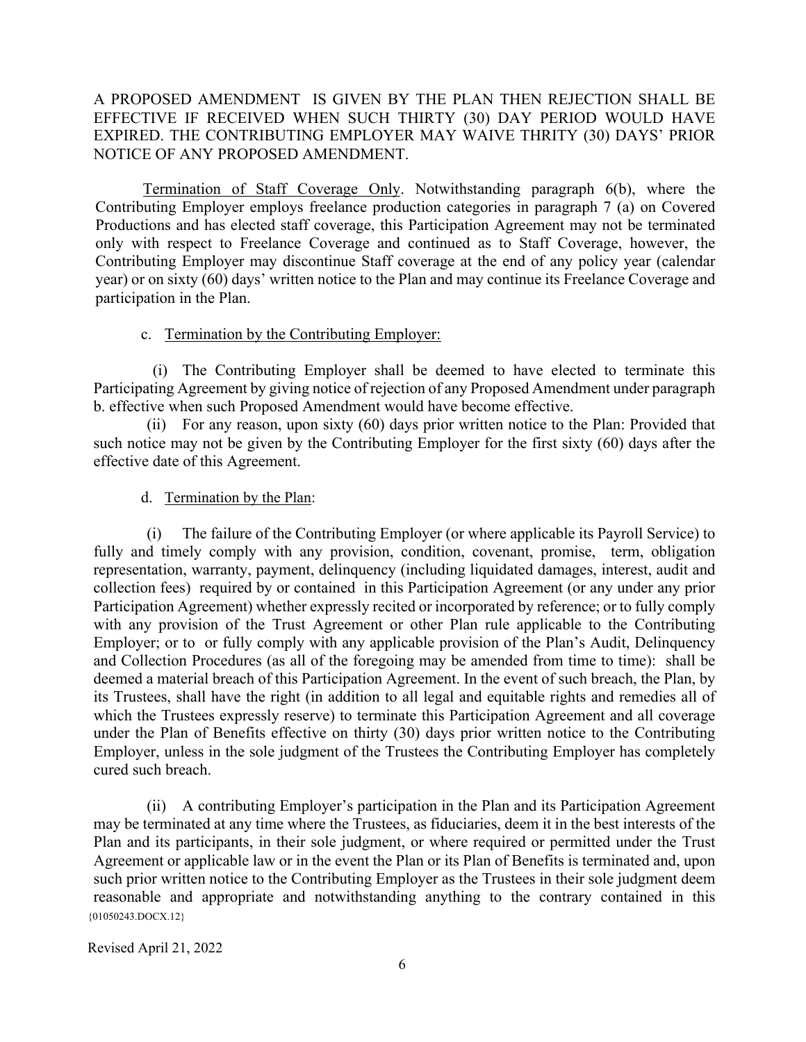A PROPOSED AMENDMENT IS GIVEN BY THE PLAN THEN REJECTION SHALL BE EFFECTIVE IF RECEIVED WHEN SUCH THIRTY (30) DAY PERIOD WOULD HAVE EXPIRED. THE CONTRIBUTING EMPLOYER MAY WAIVE THRITY (30) DAYS' PRIOR NOTICE OF ANY PROPOSED AMENDMENT.

Termination of Staff Coverage Only. Notwithstanding paragraph 6(b), where the Contributing Employer employs freelance production categories in paragraph 7 (a) on Covered Productions and has elected staff coverage, this Participation Agreement may not be terminated only with respect to Freelance Coverage and continued as to Staff Coverage, however, the Contributing Employer may discontinue Staff coverage at the end of any policy year (calendar year) or on sixty (60) days' written notice to the Plan and may continue its Freelance Coverage and participation in the Plan.

c. Termination by the Contributing Employer:

(i) The Contributing Employer shall be deemed to have elected to terminate this Participating Agreement by giving notice of rejection of any Proposed Amendment under paragraph b. effective when such Proposed Amendment would have become effective.

(ii) For any reason, upon sixty (60) days prior written notice to the Plan: Provided that such notice may not be given by the Contributing Employer for the first sixty (60) days after the effective date of this Agreement.

d. Termination by the Plan:

(i) The failure of the Contributing Employer (or where applicable its Payroll Service) to fully and timely comply with any provision, condition, covenant, promise, term, obligation representation, warranty, payment, delinquency (including liquidated damages, interest, audit and collection fees) required by or contained in this Participation Agreement (or any under any prior Participation Agreement) whether expressly recited or incorporated by reference; or to fully comply with any provision of the Trust Agreement or other Plan rule applicable to the Contributing Employer; or to or fully comply with any applicable provision of the Plan's Audit, Delinquency and Collection Procedures (as all of the foregoing may be amended from time to time): shall be deemed a material breach of this Participation Agreement. In the event of such breach, the Plan, by its Trustees, shall have the right (in addition to all legal and equitable rights and remedies all of which the Trustees expressly reserve) to terminate this Participation Agreement and all coverage under the Plan of Benefits effective on thirty (30) days prior written notice to the Contributing Employer, unless in the sole judgment of the Trustees the Contributing Employer has completely cured such breach.

(ii) A contributing Employer's participation in the Plan and its Participation Agreement may be terminated at any time where the Trustees, as fiduciaries, deem it in the best interests of the Plan and its participants, in their sole judgment, or where required or permitted under the Trust Agreement or applicable law or in the event the Plan or its Plan of Benefits is terminated and, upon such prior written notice to the Contributing Employer as the Trustees in their sole judgment deem reasonable and appropriate and notwithstanding anything to the contrary contained in this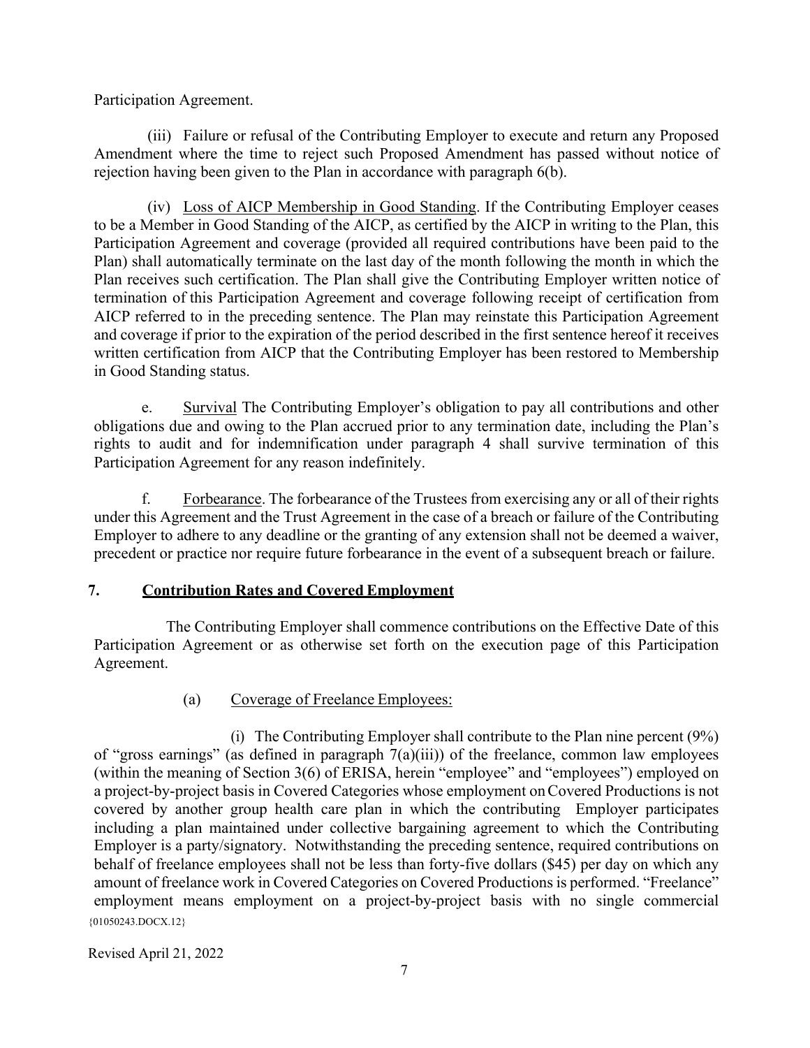Participation Agreement.

(iii) Failure or refusal of the Contributing Employer to execute and return any Proposed Amendment where the time to reject such Proposed Amendment has passed without notice of rejection having been given to the Plan in accordance with paragraph 6(b).

(iv) Loss of AICP Membership in Good Standing. If the Contributing Employer ceases to be a Member in Good Standing of the AICP, as certified by the AICP in writing to the Plan, this Participation Agreement and coverage (provided all required contributions have been paid to the Plan) shall automatically terminate on the last day of the month following the month in which the Plan receives such certification. The Plan shall give the Contributing Employer written notice of termination of this Participation Agreement and coverage following receipt of certification from AICP referred to in the preceding sentence. The Plan may reinstate this Participation Agreement and coverage if prior to the expiration of the period described in the first sentence hereof it receives written certification from AICP that the Contributing Employer has been restored to Membership in Good Standing status.

e. Survival The Contributing Employer's obligation to pay all contributions and other obligations due and owing to the Plan accrued prior to any termination date, including the Plan's rights to audit and for indemnification under paragraph 4 shall survive termination of this Participation Agreement for any reason indefinitely.

f. Forbearance. The forbearance of the Trustees from exercising any or all of their rights under this Agreement and the Trust Agreement in the case of a breach or failure of the Contributing Employer to adhere to any deadline or the granting of any extension shall not be deemed a waiver, precedent or practice nor require future forbearance in the event of a subsequent breach or failure.

## 7. Contribution Rates and Covered Employment

The Contributing Employer shall commence contributions on the Effective Date of this Participation Agreement or as otherwise set forth on the execution page of this Participation Agreement.

(a) Coverage of Freelance Employees:

(i) The Contributing Employer shall contribute to the Plan nine percent (9%) of "gross earnings" (as defined in paragraph 7(a)(iii)) of the freelance, common law employees (within the meaning of Section 3(6) of ERISA, herein "employee" and "employees") employed on a project-by-project basis in Covered Categories whose employment on Covered Productions is not covered by another group health care plan in which the contributing Employer participates including a plan maintained under collective bargaining agreement to which the Contributing Employer is a party/signatory. Notwithstanding the preceding sentence, required contributions on behalf of freelance employees shall not be less than forty-five dollars ($45) per day on which any amount of freelance work in Covered Categories on Covered Productions is performed. "Freelance" employment means employment on a project-by-project basis with no single commercial

{01050243.DOCX.12}

Revised April 21, 2022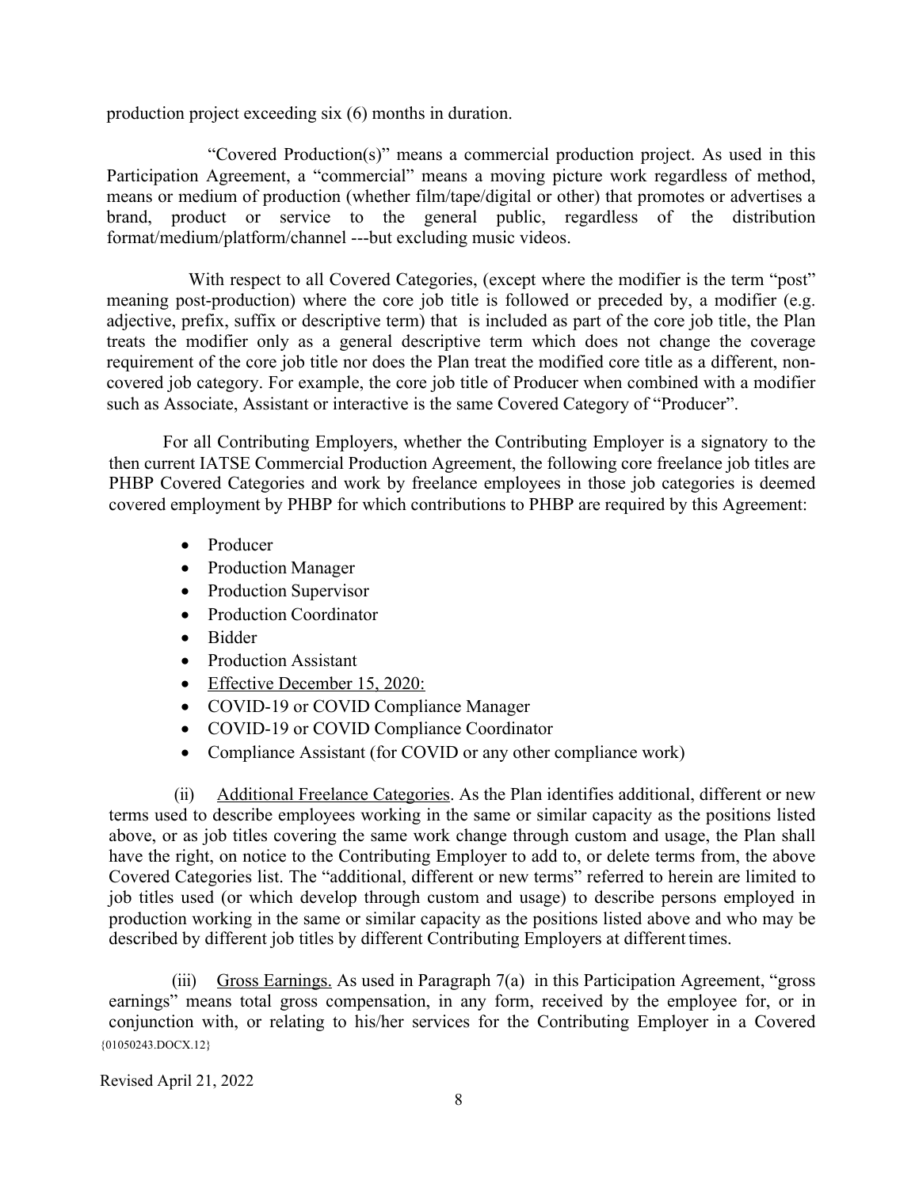production project exceeding six (6) months in duration.

"Covered Production(s)" means a commercial production project. As used in this Participation Agreement, a "commercial" means a moving picture work regardless of method, means or medium of production (whether film/tape/digital or other) that promotes or advertises a brand, product or service to the general public, regardless of the distribution format/medium/platform/channel ---but excluding music videos.

With respect to all Covered Categories, (except where the modifier is the term "post" meaning post-production) where the core job title is followed or preceded by, a modifier (e.g. adjective, prefix, suffix or descriptive term) that is included as part of the core job title, the Plan treats the modifier only as a general descriptive term which does not change the coverage requirement of the core job title nor does the Plan treat the modified core title as a different, non-covered job category. For example, the core job title of Producer when combined with a modifier such as Associate, Assistant or interactive is the same Covered Category of "Producer".

For all Contributing Employers, whether the Contributing Employer is a signatory to the then current IATSE Commercial Production Agreement, the following core freelance job titles are PHBP Covered Categories and work by freelance employees in those job categories is deemed covered employment by PHBP for which contributions to PHBP are required by this Agreement:

- Producer
- Production Manager
- Production Supervisor
- Production Coordinator
- Bidder
- Production Assistant
- Effective December 15, 2020:
- COVID-19 or COVID Compliance Manager
- COVID-19 or COVID Compliance Coordinator
- Compliance Assistant (for COVID or any other compliance work)

(ii) Additional Freelance Categories. As the Plan identifies additional, different or new terms used to describe employees working in the same or similar capacity as the positions listed above, or as job titles covering the same work change through custom and usage, the Plan shall have the right, on notice to the Contributing Employer to add to, or delete terms from, the above Covered Categories list. The "additional, different or new terms" referred to herein are limited to job titles used (or which develop through custom and usage) to describe persons employed in production working in the same or similar capacity as the positions listed above and who may be described by different job titles by different Contributing Employers at different times.

(iii) Gross Earnings. As used in Paragraph 7(a) in this Participation Agreement, "gross earnings" means total gross compensation, in any form, received by the employee for, or in conjunction with, or relating to his/her services for the Contributing Employer in a Covered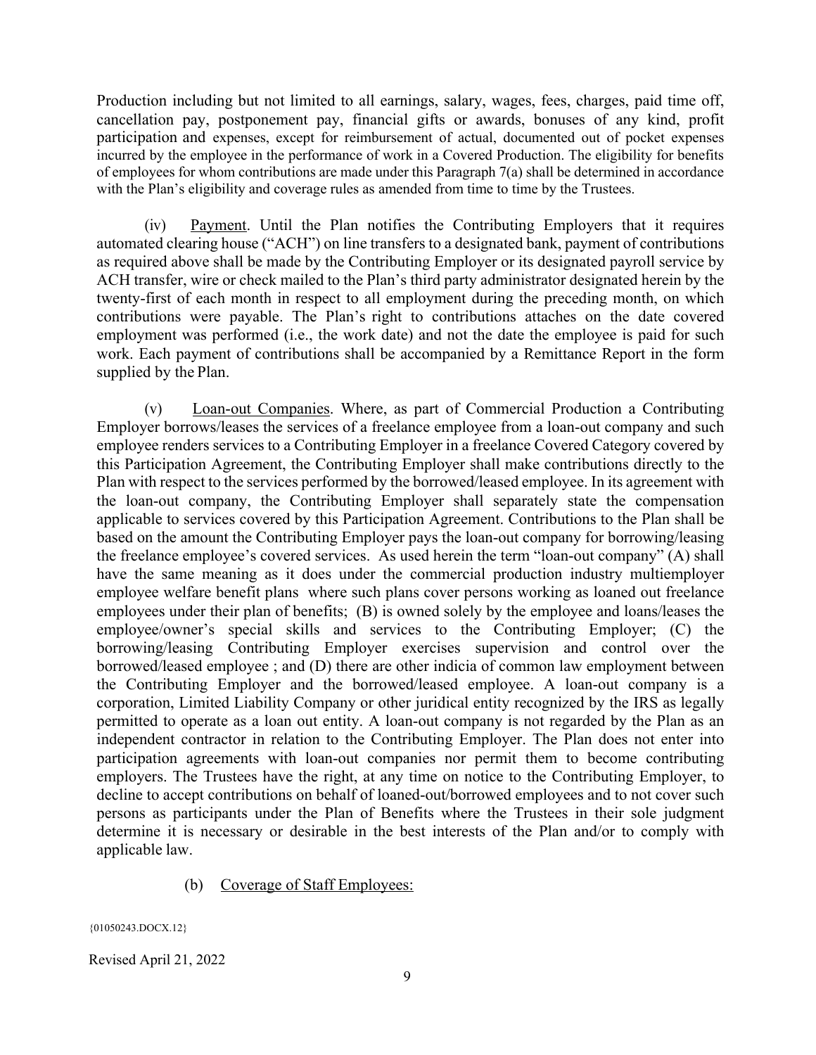Production including but not limited to all earnings, salary, wages, fees, charges, paid time off, cancellation pay, postponement pay, financial gifts or awards, bonuses of any kind, profit participation and expenses, except for reimbursement of actual, documented out of pocket expenses incurred by the employee in the performance of work in a Covered Production. The eligibility for benefits of employees for whom contributions are made under this Paragraph 7(a) shall be determined in accordance with the Plan's eligibility and coverage rules as amended from time to time by the Trustees.

(iv) Payment. Until the Plan notifies the Contributing Employers that it requires automated clearing house ("ACH") on line transfers to a designated bank, payment of contributions as required above shall be made by the Contributing Employer or its designated payroll service by ACH transfer, wire or check mailed to the Plan's third party administrator designated herein by the twenty-first of each month in respect to all employment during the preceding month, on which contributions were payable. The Plan's right to contributions attaches on the date covered employment was performed (i.e., the work date) and not the date the employee is paid for such work. Each payment of contributions shall be accompanied by a Remittance Report in the form supplied by the Plan.

(v) Loan-out Companies. Where, as part of Commercial Production a Contributing Employer borrows/leases the services of a freelance employee from a loan-out company and such employee renders services to a Contributing Employer in a freelance Covered Category covered by this Participation Agreement, the Contributing Employer shall make contributions directly to the Plan with respect to the services performed by the borrowed/leased employee. In its agreement with the loan-out company, the Contributing Employer shall separately state the compensation applicable to services covered by this Participation Agreement. Contributions to the Plan shall be based on the amount the Contributing Employer pays the loan-out company for borrowing/leasing the freelance employee's covered services. As used herein the term "loan-out company" (A) shall have the same meaning as it does under the commercial production industry multiemployer employee welfare benefit plans where such plans cover persons working as loaned out freelance employees under their plan of benefits; (B) is owned solely by the employee and loans/leases the employee/owner's special skills and services to the Contributing Employer; (C) the borrowing/leasing Contributing Employer exercises supervision and control over the borrowed/leased employee ; and (D) there are other indicia of common law employment between the Contributing Employer and the borrowed/leased employee. A loan-out company is a corporation, Limited Liability Company or other juridical entity recognized by the IRS as legally permitted to operate as a loan out entity. A loan-out company is not regarded by the Plan as an independent contractor in relation to the Contributing Employer. The Plan does not enter into participation agreements with loan-out companies nor permit them to become contributing employers. The Trustees have the right, at any time on notice to the Contributing Employer, to decline to accept contributions on behalf of loaned-out/borrowed employees and to not cover such persons as participants under the Plan of Benefits where the Trustees in their sole judgment determine it is necessary or desirable in the best interests of the Plan and/or to comply with applicable law.

(b) Coverage of Staff Employees:

{01050243.DOCX.12}

Revised April 21, 2022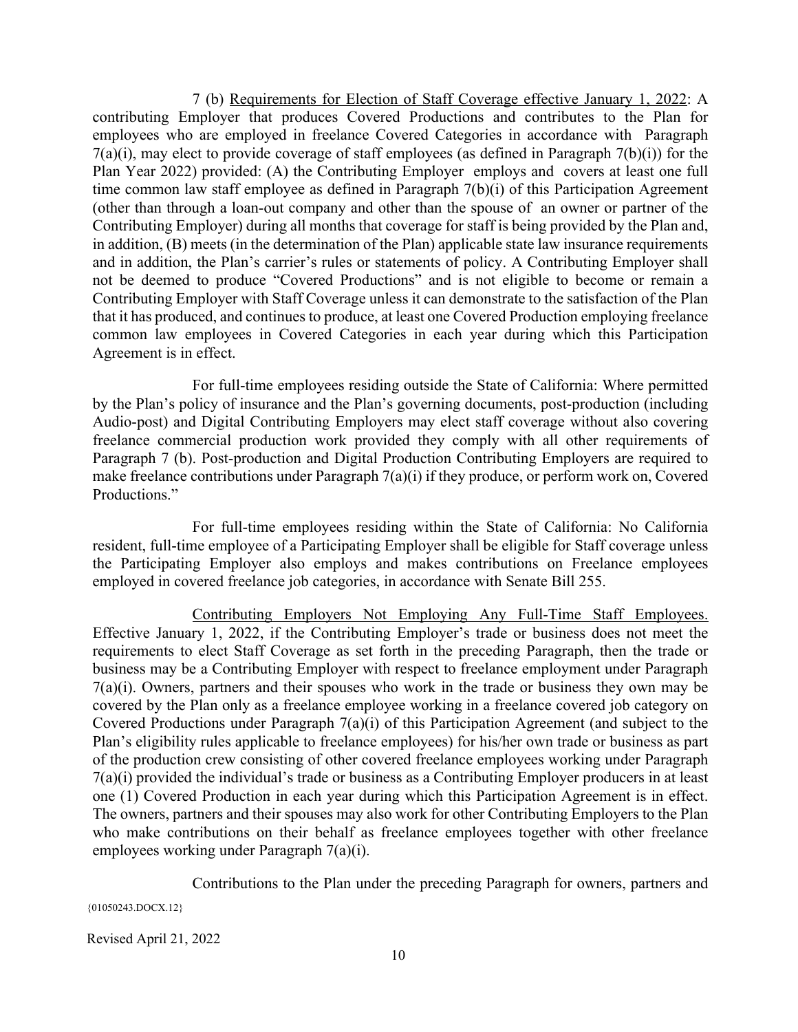7 (b) <u>Requirements for Election of Staff Coverage effective January 1, 2022</u>: A contributing Employer that produces Covered Productions and contributes to the Plan for employees who are employed in freelance Covered Categories in accordance with Paragraph 7(a)(i), may elect to provide coverage of staff employees (as defined in Paragraph 7(b)(i)) for the Plan Year 2022) provided: (A) the Contributing Employer employs and covers at least one full time common law staff employee as defined in Paragraph 7(b)(i) of this Participation Agreement (other than through a loan-out company and other than the spouse of an owner or partner of the Contributing Employer) during all months that coverage for staff is being provided by the Plan and, in addition, (B) meets (in the determination of the Plan) applicable state law insurance requirements and in addition, the Plan's carrier's rules or statements of policy. A Contributing Employer shall not be deemed to produce "Covered Productions" and is not eligible to become or remain a Contributing Employer with Staff Coverage unless it can demonstrate to the satisfaction of the Plan that it has produced, and continues to produce, at least one Covered Production employing freelance common law employees in Covered Categories in each year during which this Participation Agreement is in effect.

For full-time employees residing outside the State of California: Where permitted by the Plan's policy of insurance and the Plan's governing documents, post-production (including Audio-post) and Digital Contributing Employers may elect staff coverage without also covering freelance commercial production work provided they comply with all other requirements of Paragraph 7 (b). Post-production and Digital Production Contributing Employers are required to make freelance contributions under Paragraph 7(a)(i) if they produce, or perform work on, Covered Productions."

For full-time employees residing within the State of California: No California resident, full-time employee of a Participating Employer shall be eligible for Staff coverage unless the Participating Employer also employs and makes contributions on Freelance employees employed in covered freelance job categories, in accordance with Senate Bill 255.

<u>Contributing Employers Not Employing Any Full-Time Staff Employees.</u> Effective January 1, 2022, if the Contributing Employer's trade or business does not meet the requirements to elect Staff Coverage as set forth in the preceding Paragraph, then the trade or business may be a Contributing Employer with respect to freelance employment under Paragraph 7(a)(i). Owners, partners and their spouses who work in the trade or business they own may be covered by the Plan only as a freelance employee working in a freelance covered job category on Covered Productions under Paragraph 7(a)(i) of this Participation Agreement (and subject to the Plan's eligibility rules applicable to freelance employees) for his/her own trade or business as part of the production crew consisting of other covered freelance employees working under Paragraph 7(a)(i) provided the individual's trade or business as a Contributing Employer producers in at least one (1) Covered Production in each year during which this Participation Agreement is in effect. The owners, partners and their spouses may also work for other Contributing Employers to the Plan who make contributions on their behalf as freelance employees together with other freelance employees working under Paragraph 7(a)(i).

Contributions to the Plan under the preceding Paragraph for owners, partners and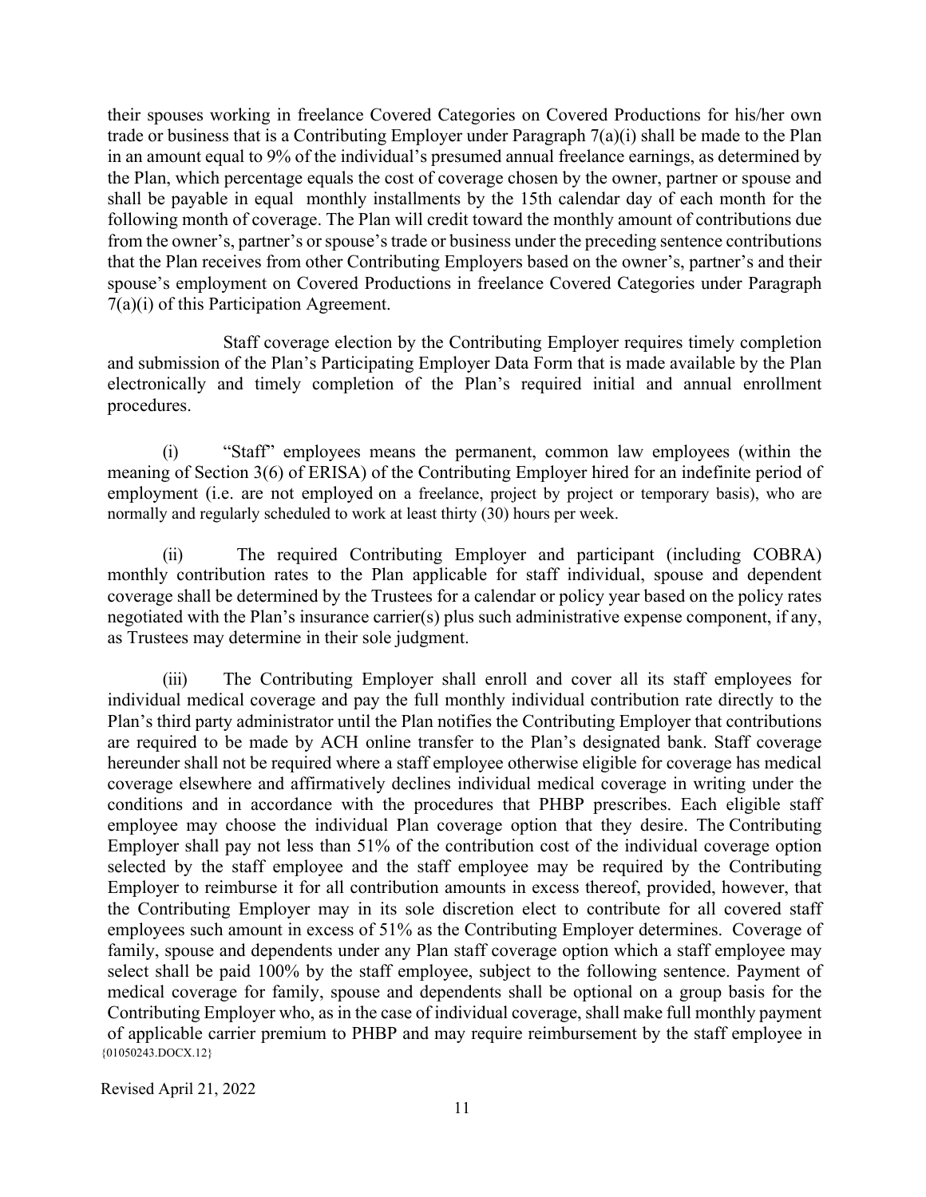their spouses working in freelance Covered Categories on Covered Productions for his/her own trade or business that is a Contributing Employer under Paragraph 7(a)(i) shall be made to the Plan in an amount equal to 9% of the individual's presumed annual freelance earnings, as determined by the Plan, which percentage equals the cost of coverage chosen by the owner, partner or spouse and shall be payable in equal monthly installments by the 15th calendar day of each month for the following month of coverage. The Plan will credit toward the monthly amount of contributions due from the owner's, partner's or spouse's trade or business under the preceding sentence contributions that the Plan receives from other Contributing Employers based on the owner's, partner's and their spouse's employment on Covered Productions in freelance Covered Categories under Paragraph 7(a)(i) of this Participation Agreement.

Staff coverage election by the Contributing Employer requires timely completion and submission of the Plan's Participating Employer Data Form that is made available by the Plan electronically and timely completion of the Plan's required initial and annual enrollment procedures.

(i) "Staff" employees means the permanent, common law employees (within the meaning of Section 3(6) of ERISA) of the Contributing Employer hired for an indefinite period of employment (i.e. are not employed on a freelance, project by project or temporary basis), who are normally and regularly scheduled to work at least thirty (30) hours per week.

(ii) The required Contributing Employer and participant (including COBRA) monthly contribution rates to the Plan applicable for staff individual, spouse and dependent coverage shall be determined by the Trustees for a calendar or policy year based on the policy rates negotiated with the Plan's insurance carrier(s) plus such administrative expense component, if any, as Trustees may determine in their sole judgment.

(iii) The Contributing Employer shall enroll and cover all its staff employees for individual medical coverage and pay the full monthly individual contribution rate directly to the Plan's third party administrator until the Plan notifies the Contributing Employer that contributions are required to be made by ACH online transfer to the Plan's designated bank. Staff coverage hereunder shall not be required where a staff employee otherwise eligible for coverage has medical coverage elsewhere and affirmatively declines individual medical coverage in writing under the conditions and in accordance with the procedures that PHBP prescribes. Each eligible staff employee may choose the individual Plan coverage option that they desire. The Contributing Employer shall pay not less than 51% of the contribution cost of the individual coverage option selected by the staff employee and the staff employee may be required by the Contributing Employer to reimburse it for all contribution amounts in excess thereof, provided, however, that the Contributing Employer may in its sole discretion elect to contribute for all covered staff employees such amount in excess of 51% as the Contributing Employer determines. Coverage of family, spouse and dependents under any Plan staff coverage option which a staff employee may select shall be paid 100% by the staff employee, subject to the following sentence. Payment of medical coverage for family, spouse and dependents shall be optional on a group basis for the Contributing Employer who, as in the case of individual coverage, shall make full monthly payment of applicable carrier premium to PHBP and may require reimbursement by the staff employee in

{01050243.DOCX.12}

Revised April 21, 2022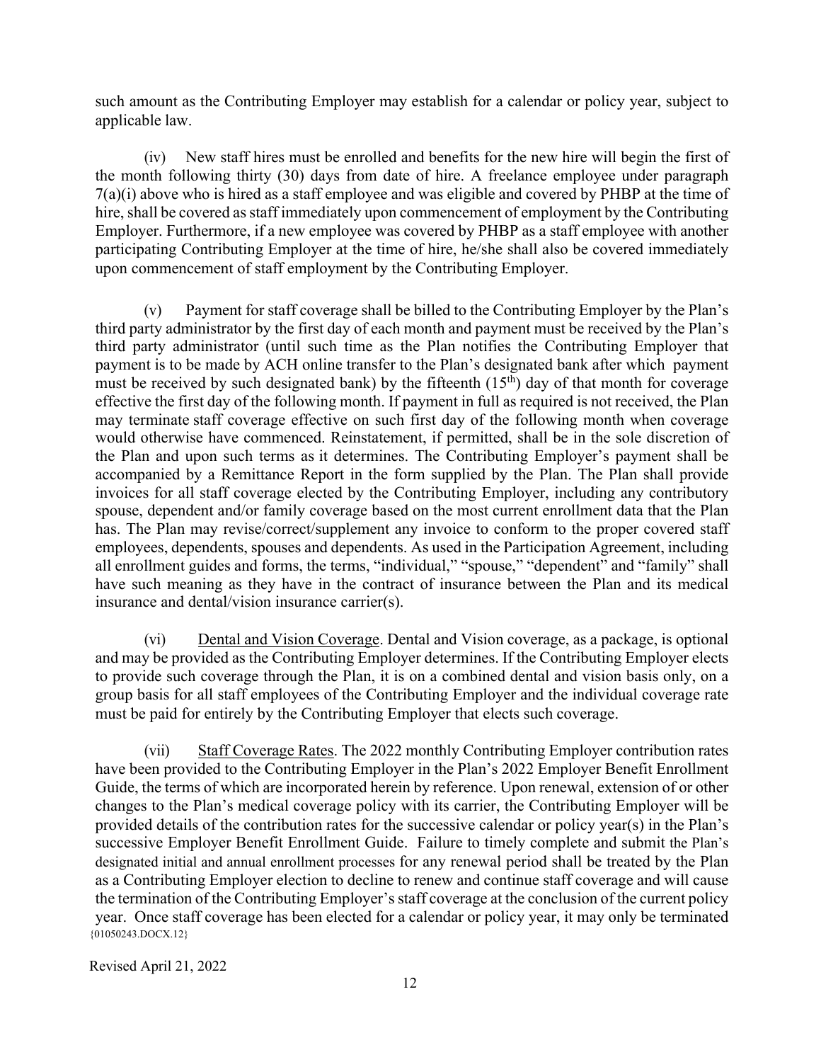such amount as the Contributing Employer may establish for a calendar or policy year, subject to applicable law.

(iv) New staff hires must be enrolled and benefits for the new hire will begin the first of the month following thirty (30) days from date of hire. A freelance employee under paragraph 7(a)(i) above who is hired as a staff employee and was eligible and covered by PHBP at the time of hire, shall be covered as staff immediately upon commencement of employment by the Contributing Employer. Furthermore, if a new employee was covered by PHBP as a staff employee with another participating Contributing Employer at the time of hire, he/she shall also be covered immediately upon commencement of staff employment by the Contributing Employer.

(v) Payment for staff coverage shall be billed to the Contributing Employer by the Plan's third party administrator by the first day of each month and payment must be received by the Plan's third party administrator (until such time as the Plan notifies the Contributing Employer that payment is to be made by ACH online transfer to the Plan's designated bank after which payment must be received by such designated bank) by the fifteenth (15th) day of that month for coverage effective the first day of the following month. If payment in full as required is not received, the Plan may terminate staff coverage effective on such first day of the following month when coverage would otherwise have commenced. Reinstatement, if permitted, shall be in the sole discretion of the Plan and upon such terms as it determines. The Contributing Employer's payment shall be accompanied by a Remittance Report in the form supplied by the Plan. The Plan shall provide invoices for all staff coverage elected by the Contributing Employer, including any contributory spouse, dependent and/or family coverage based on the most current enrollment data that the Plan has. The Plan may revise/correct/supplement any invoice to conform to the proper covered staff employees, dependents, spouses and dependents. As used in the Participation Agreement, including all enrollment guides and forms, the terms, "individual," "spouse," "dependent" and "family" shall have such meaning as they have in the contract of insurance between the Plan and its medical insurance and dental/vision insurance carrier(s).

(vi) <u>Dental and Vision Coverage</u>. Dental and Vision coverage, as a package, is optional and may be provided as the Contributing Employer determines. If the Contributing Employer elects to provide such coverage through the Plan, it is on a combined dental and vision basis only, on a group basis for all staff employees of the Contributing Employer and the individual coverage rate must be paid for entirely by the Contributing Employer that elects such coverage.

(vii) <u>Staff Coverage Rates</u>. The 2022 monthly Contributing Employer contribution rates have been provided to the Contributing Employer in the Plan's 2022 Employer Benefit Enrollment Guide, the terms of which are incorporated herein by reference. Upon renewal, extension of or other changes to the Plan's medical coverage policy with its carrier, the Contributing Employer will be provided details of the contribution rates for the successive calendar or policy year(s) in the Plan's successive Employer Benefit Enrollment Guide. Failure to timely complete and submit the Plan's designated initial and annual enrollment processes for any renewal period shall be treated by the Plan as a Contributing Employer election to decline to renew and continue staff coverage and will cause the termination of the Contributing Employer's staff coverage at the conclusion of the current policy year. Once staff coverage has been elected for a calendar or policy year, it may only be terminated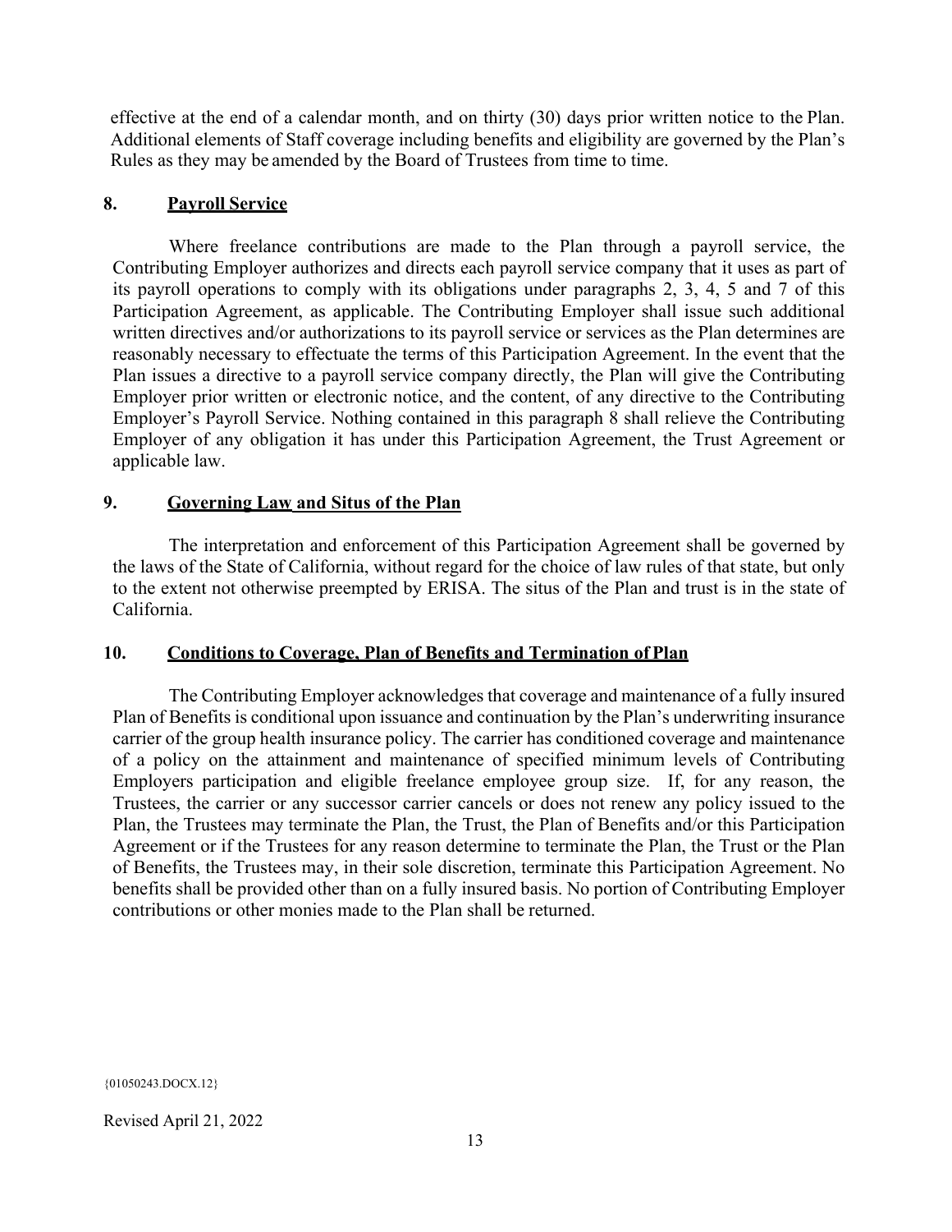effective at the end of a calendar month, and on thirty (30) days prior written notice to the Plan. Additional elements of Staff coverage including benefits and eligibility are governed by the Plan's Rules as they may be amended by the Board of Trustees from time to time.

## 8. Payroll Service

Where freelance contributions are made to the Plan through a payroll service, the Contributing Employer authorizes and directs each payroll service company that it uses as part of its payroll operations to comply with its obligations under paragraphs 2, 3, 4, 5 and 7 of this Participation Agreement, as applicable. The Contributing Employer shall issue such additional written directives and/or authorizations to its payroll service or services as the Plan determines are reasonably necessary to effectuate the terms of this Participation Agreement. In the event that the Plan issues a directive to a payroll service company directly, the Plan will give the Contributing Employer prior written or electronic notice, and the content, of any directive to the Contributing Employer's Payroll Service. Nothing contained in this paragraph 8 shall relieve the Contributing Employer of any obligation it has under this Participation Agreement, the Trust Agreement or applicable law.

## 9. Governing Law and Situs of the Plan

The interpretation and enforcement of this Participation Agreement shall be governed by the laws of the State of California, without regard for the choice of law rules of that state, but only to the extent not otherwise preempted by ERISA. The situs of the Plan and trust is in the state of California.

## 10. Conditions to Coverage, Plan of Benefits and Termination of Plan

The Contributing Employer acknowledges that coverage and maintenance of a fully insured Plan of Benefits is conditional upon issuance and continuation by the Plan's underwriting insurance carrier of the group health insurance policy. The carrier has conditioned coverage and maintenance of a policy on the attainment and maintenance of specified minimum levels of Contributing Employers participation and eligible freelance employee group size. If, for any reason, the Trustees, the carrier or any successor carrier cancels or does not renew any policy issued to the Plan, the Trustees may terminate the Plan, the Trust, the Plan of Benefits and/or this Participation Agreement or if the Trustees for any reason determine to terminate the Plan, the Trust or the Plan of Benefits, the Trustees may, in their sole discretion, terminate this Participation Agreement. No benefits shall be provided other than on a fully insured basis. No portion of Contributing Employer contributions or other monies made to the Plan shall be returned.

{01050243.DOCX.12}

Revised April 21, 2022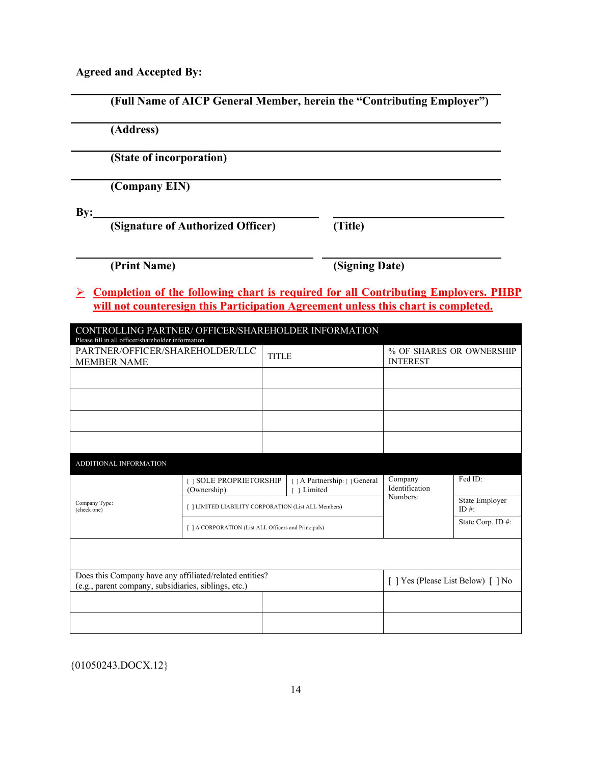**Agreed and Accepted By:**

______________________________________________________________
**(Full Name of AICP General Member, herein the "Contributing Employer")**

______________________________________________________________
**(Address)**

______________________________________________________________
**(State of incorporation)**

______________________________________________________________
**(Company EIN)**

**By:**______________________________ ______________________________
**(Signature of Authorized Officer)** **(Title)**

______________________________ ______________________________
**(Print Name)** **(Signing Date)**

➢ **Completion of the following chart is required for all Contributing Employers. PHBP will not countersign this Participation Agreement unless this chart is completed.**

| CONTROLLING PARTNER/ OFFICER/SHAREHOLDER INFORMATION<br>Please fill in all officer/shareholder information. | | |
|---|---|---|
| PARTNER/OFFICER/SHAREHOLDER/LLC MEMBER NAME | TITLE | % OF SHARES OR OWNERSHIP INTEREST |
| | | |
| | | |
| | | |
| | | |

| ADDITIONAL INFORMATION | | | | |
|---|---|---|---|---|
| Company Type: (check one) | [ ] SOLE PROPRIETORSHIP (Ownership) | [ ] A Partnership: [ ] General [ ] Limited | Company Identification Numbers: | Fed ID: |
| | [ ] LIMITED LIABILITY CORPORATION (List ALL Members) | | | State Employer ID #: |
| | [ ] A CORPORATION (List ALL Officers and Principals) | | | State Corp. ID #: |
| | | | | |

| Does this Company have any affiliated/related entities? (e.g., parent company, subsidiaries, siblings, etc.) | | [ ] Yes (Please List Below) [ ] No |
|---|---|---|
| | | |
| | | |

{01050243.DOCX.12}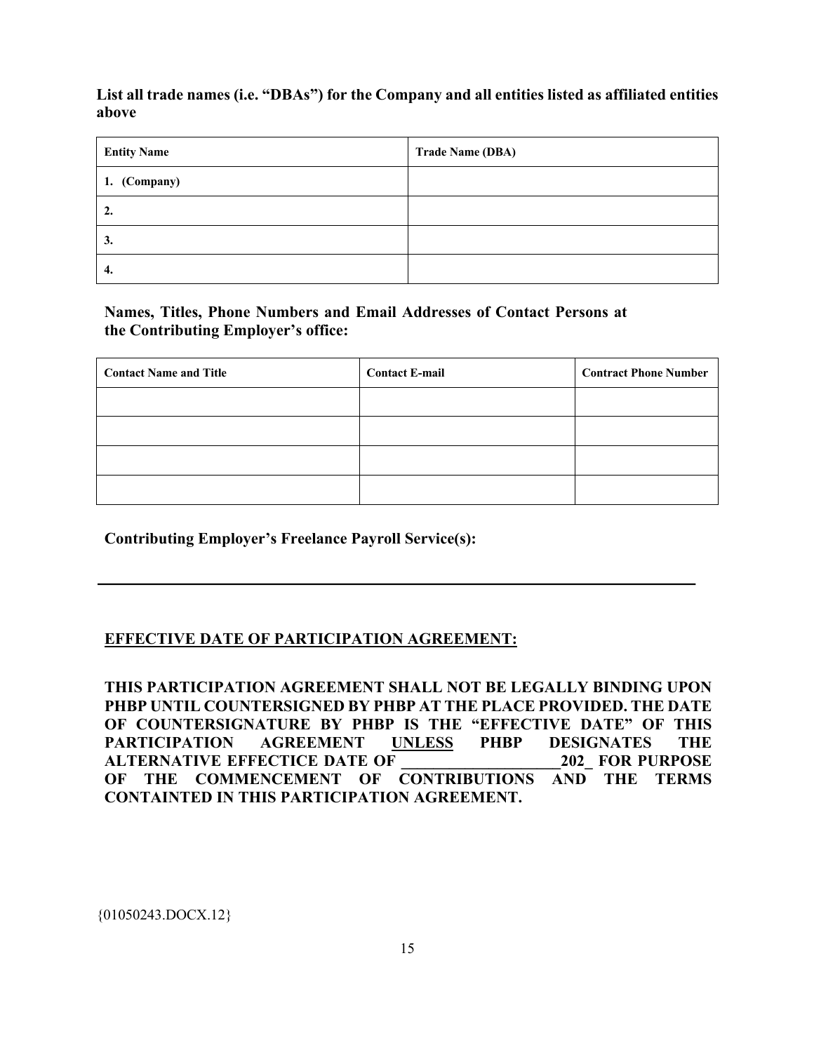**List all trade names (i.e. "DBAs") for the Company and all entities listed as affiliated entities above**

| **Entity Name** | **Trade Name (DBA)** |
| --- | --- |
| **1. (Company)** | |
| **2.** | |
| **3.** | |
| **4.** | |

**Names, Titles, Phone Numbers and Email Addresses of Contact Persons at the Contributing Employer's office:**

| **Contact Name and Title** | **Contact E-mail** | **Contract Phone Number** |
| --- | --- | --- |
| | | |
| | | |
| | | |
| | | |

**Contributing Employer's Freelance Payroll Service(s):**

\_\_\_\_\_\_\_\_\_\_\_\_\_\_\_\_\_\_\_\_\_\_\_\_\_\_\_\_\_\_\_\_\_\_\_\_\_\_\_\_\_\_\_\_\_\_\_\_\_\_\_\_\_\_\_\_\_\_\_\_\_\_\_\_\_\_\_\_\_\_\_\_

**EFFECTIVE DATE OF PARTICIPATION AGREEMENT:**

**THIS PARTICIPATION AGREEMENT SHALL NOT BE LEGALLY BINDING UPON PHBP UNTIL COUNTERSIGNED BY PHBP AT THE PLACE PROVIDED. THE DATE OF COUNTERSIGNATURE BY PHBP IS THE "EFFECTIVE DATE" OF THIS PARTICIPATION AGREEMENT UNLESS PHBP DESIGNATES THE ALTERNATIVE EFFECTICE DATE OF \_\_\_\_\_\_\_\_\_\_\_\_\_\_\_\_\_\_\_\_202\_ FOR PURPOSE OF THE COMMENCEMENT OF CONTRIBUTIONS AND THE TERMS CONTAINTED IN THIS PARTICIPATION AGREEMENT.**

{01050243.DOCX.12}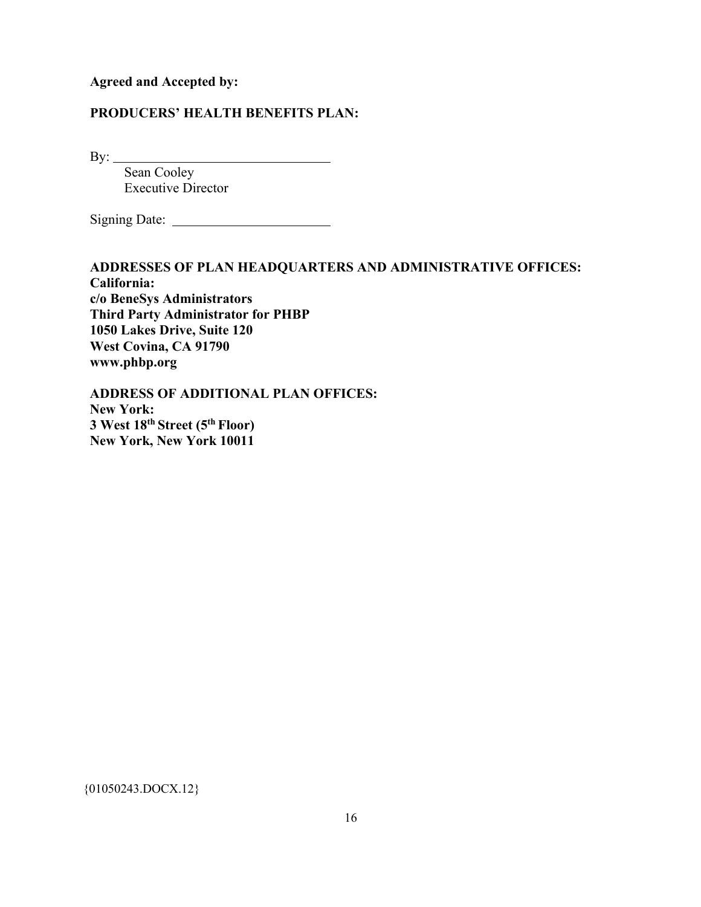**Agreed and Accepted by:**

**PRODUCERS' HEALTH BENEFITS PLAN:**

By: \_\_\_\_\_\_\_\_\_\_\_\_\_\_\_\_\_\_\_\_\_\_\_\_\_\_\_\_\_\_\_\_

Sean Cooley
Executive Director

Signing Date: \_\_\_\_\_\_\_\_\_\_\_\_\_\_\_\_\_\_\_\_\_\_\_\_

**ADDRESSES OF PLAN HEADQUARTERS AND ADMINISTRATIVE OFFICES:**
**California:**
**c/o BeneSys Administrators**
**Third Party Administrator for PHBP**
**1050 Lakes Drive, Suite 120**
**West Covina, CA 91790**
**www.phbp.org**

**ADDRESS OF ADDITIONAL PLAN OFFICES:**
**New York:**
**3 West 18th Street (5th Floor)**
**New York, New York 10011**

{01050243.DOCX.12}